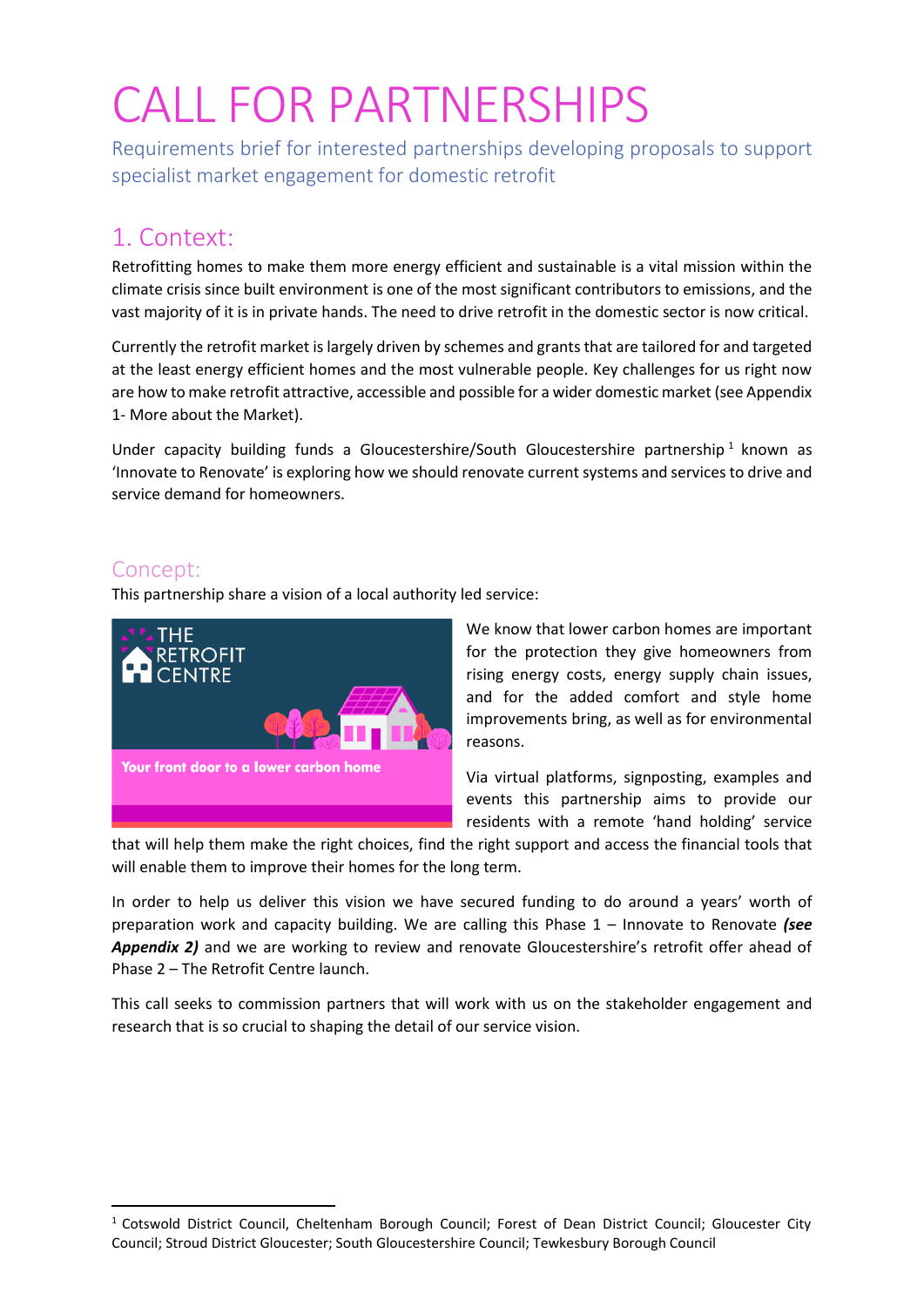# CALL FOR PARTNERSHIPS

Requirements brief for interested partnerships developing proposals to support specialist market engagement for domestic retrofit

## 1. Context:

Retrofitting homes to make them more energy efficient and sustainable is a vital mission within the climate crisis since built environment is one of the most significant contributors to emissions, and the vast majority of it is in private hands. The need to drive retrofit in the domestic sector is now critical.

Currently the retrofit market is largely driven by schemes and grants that are tailored for and targeted at the least energy efficient homes and the most vulnerable people. Key challenges for us right now are how to make retrofit attractive, accessible and possible for a wider domestic market (see Appendix 1- More about the Market).

Under capacity building funds a Gloucestershire/South Gloucestershire partnership[1] known as 'Innovate to Renovate' is exploring how we should renovate current systems and services to drive and service demand for homeowners.

### Concept:

This partnership share a vision of a local authority led service:

THE RETROFIT CENTRE

Your front door to a lower carbon home

We know that lower carbon homes are important for the protection they give homeowners from rising energy costs, energy supply chain issues, and for the added comfort and style home improvements bring, as well as for environmental reasons.

Via virtual platforms, signposting, examples and events this partnership aims to provide our residents with a remote 'hand holding' service that will help them make the right choices, find the right support and access the financial tools that will enable them to improve their homes for the long term.

In order to help us deliver this vision we have secured funding to do around a years' worth of preparation work and capacity building. We are calling this Phase 1 – Innovate to Renovate ***(see Appendix 2)*** and we are working to review and renovate Gloucestershire's retrofit offer ahead of Phase 2 – The Retrofit Centre launch.

This call seeks to commission partners that will work with us on the stakeholder engagement and research that is so crucial to shaping the detail of our service vision.

---

[1] Cotswold District Council, Cheltenham Borough Council; Forest of Dean District Council; Gloucester City Council; Stroud District Gloucester; South Gloucestershire Council; Tewkesbury Borough Council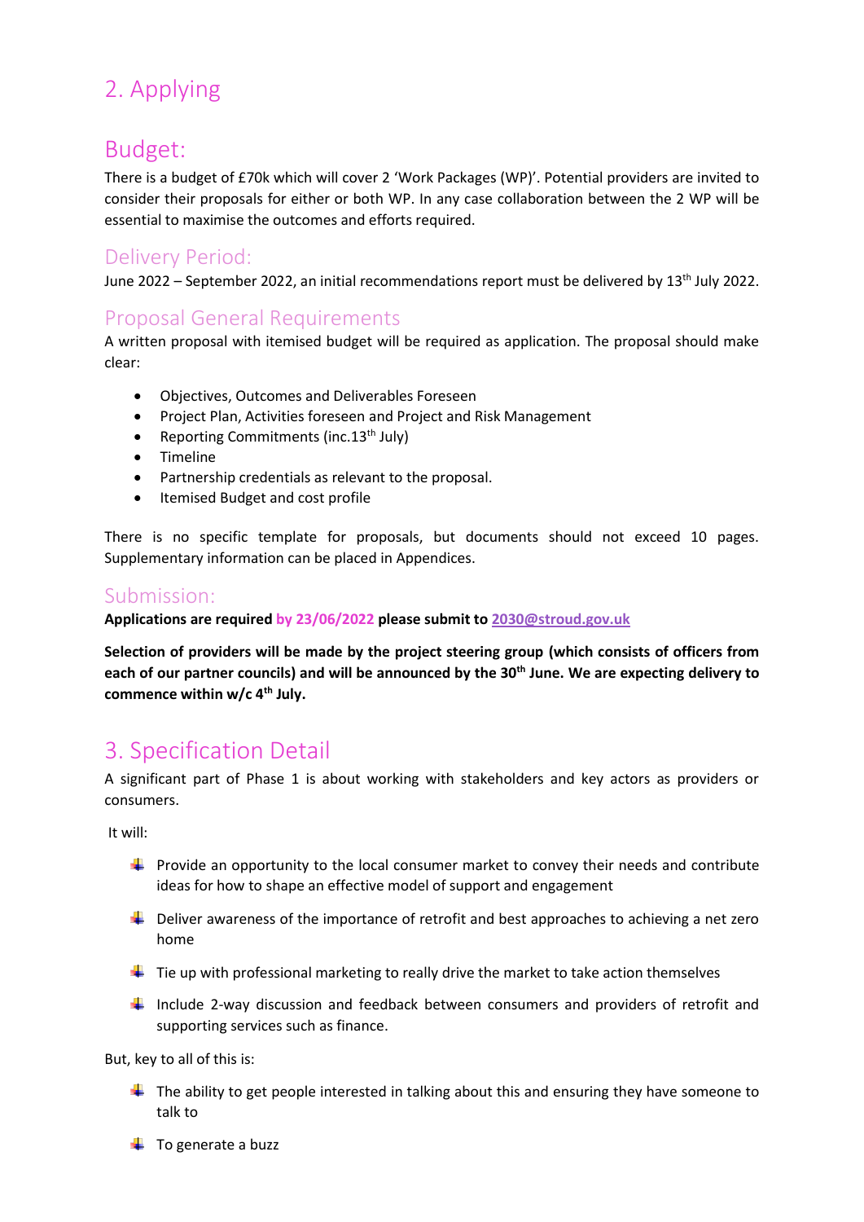## 2. Applying

### Budget:

There is a budget of £70k which will cover 2 'Work Packages (WP)'. Potential providers are invited to consider their proposals for either or both WP. In any case collaboration between the 2 WP will be essential to maximise the outcomes and efforts required.

### Delivery Period:

June 2022 – September 2022, an initial recommendations report must be delivered by 13th July 2022.

### Proposal General Requirements

A written proposal with itemised budget will be required as application. The proposal should make clear:

- Objectives, Outcomes and Deliverables Foreseen
- Project Plan, Activities foreseen and Project and Risk Management
- Reporting Commitments (inc.13th July)
- Timeline
- Partnership credentials as relevant to the proposal.
- Itemised Budget and cost profile

There is no specific template for proposals, but documents should not exceed 10 pages. Supplementary information can be placed in Appendices.

### Submission:

**Applications are required by 23/06/2022 please submit to 2030@stroud.gov.uk**

**Selection of providers will be made by the project steering group (which consists of officers from each of our partner councils) and will be announced by the 30th June. We are expecting delivery to commence within w/c 4th July.**

## 3. Specification Detail

A significant part of Phase 1 is about working with stakeholders and key actors as providers or consumers.

It will:

- Provide an opportunity to the local consumer market to convey their needs and contribute ideas for how to shape an effective model of support and engagement
- Deliver awareness of the importance of retrofit and best approaches to achieving a net zero home
- Tie up with professional marketing to really drive the market to take action themselves
- Include 2-way discussion and feedback between consumers and providers of retrofit and supporting services such as finance.

But, key to all of this is:

- The ability to get people interested in talking about this and ensuring they have someone to talk to
- To generate a buzz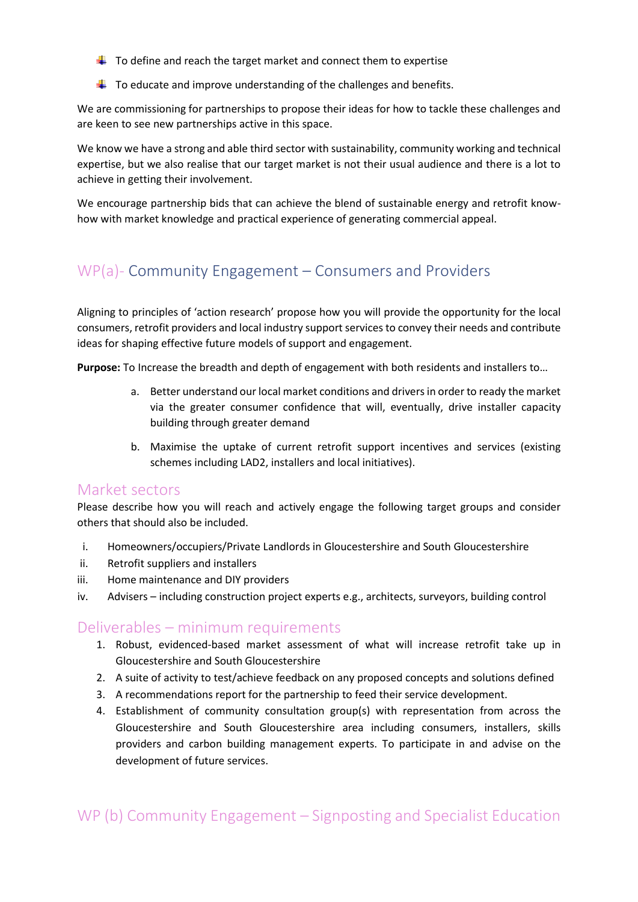- To define and reach the target market and connect them to expertise
- To educate and improve understanding of the challenges and benefits.

We are commissioning for partnerships to propose their ideas for how to tackle these challenges and are keen to see new partnerships active in this space.

We know we have a strong and able third sector with sustainability, community working and technical expertise, but we also realise that our target market is not their usual audience and there is a lot to achieve in getting their involvement.

We encourage partnership bids that can achieve the blend of sustainable energy and retrofit know-how with market knowledge and practical experience of generating commercial appeal.

## WP(a)- Community Engagement – Consumers and Providers

Aligning to principles of 'action research' propose how you will provide the opportunity for the local consumers, retrofit providers and local industry support services to convey their needs and contribute ideas for shaping effective future models of support and engagement.

**Purpose:** To Increase the breadth and depth of engagement with both residents and installers to…

a. Better understand our local market conditions and drivers in order to ready the market via the greater consumer confidence that will, eventually, drive installer capacity building through greater demand

b. Maximise the uptake of current retrofit support incentives and services (existing schemes including LAD2, installers and local initiatives).

### Market sectors

Please describe how you will reach and actively engage the following target groups and consider others that should also be included.

i. Homeowners/occupiers/Private Landlords in Gloucestershire and South Gloucestershire
ii. Retrofit suppliers and installers
iii. Home maintenance and DIY providers
iv. Advisers – including construction project experts e.g., architects, surveyors, building control

### Deliverables – minimum requirements

1. Robust, evidenced-based market assessment of what will increase retrofit take up in Gloucestershire and South Gloucestershire
2. A suite of activity to test/achieve feedback on any proposed concepts and solutions defined
3. A recommendations report for the partnership to feed their service development.
4. Establishment of community consultation group(s) with representation from across the Gloucestershire and South Gloucestershire area including consumers, installers, skills providers and carbon building management experts. To participate in and advise on the development of future services.

## WP (b) Community Engagement – Signposting and Specialist Education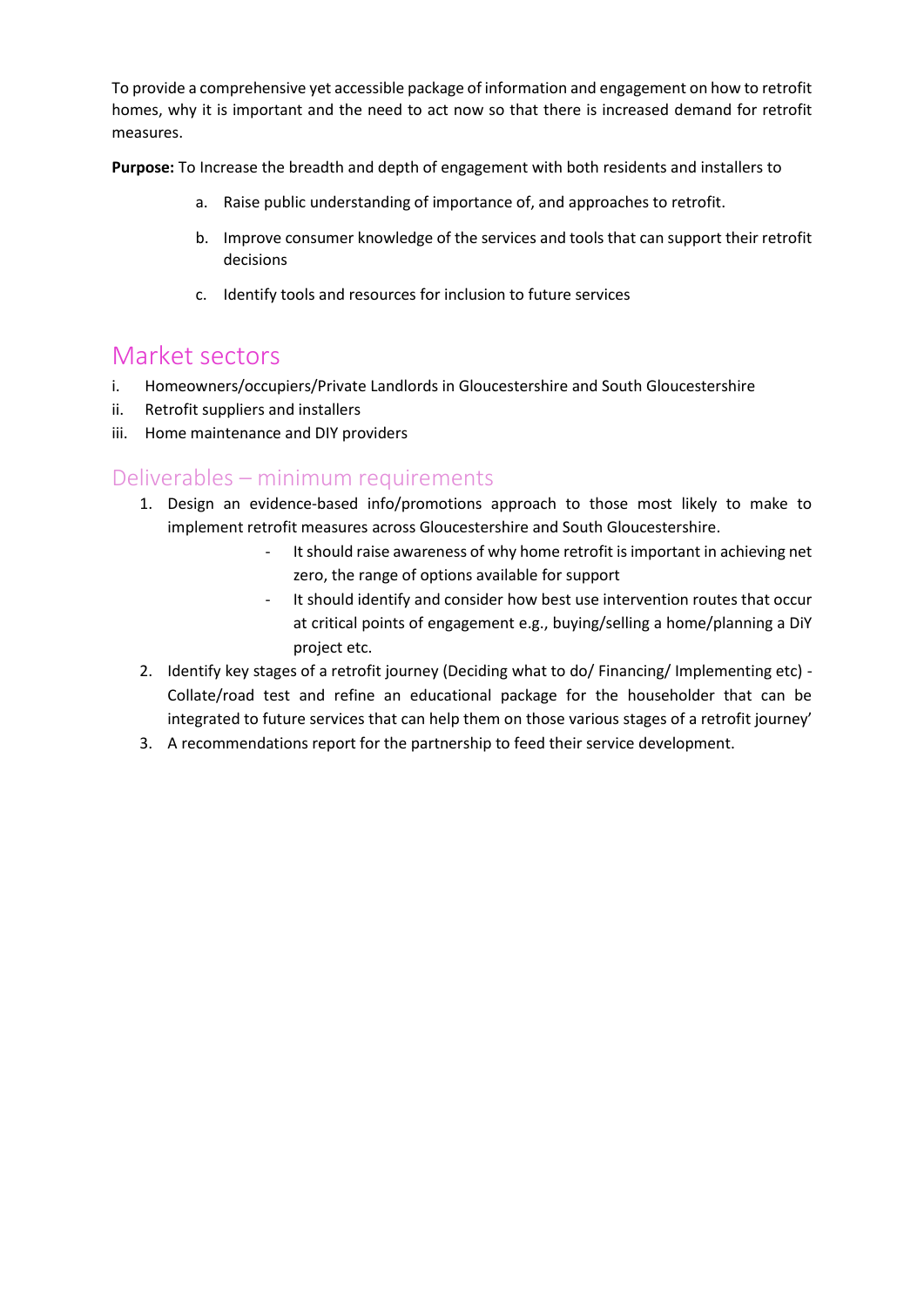To provide a comprehensive yet accessible package of information and engagement on how to retrofit homes, why it is important and the need to act now so that there is increased demand for retrofit measures.

**Purpose:** To Increase the breadth and depth of engagement with both residents and installers to

a. Raise public understanding of importance of, and approaches to retrofit.

b. Improve consumer knowledge of the services and tools that can support their retrofit decisions

c. Identify tools and resources for inclusion to future services

## Market sectors

i. Homeowners/occupiers/Private Landlords in Gloucestershire and South Gloucestershire
ii. Retrofit suppliers and installers
iii. Home maintenance and DIY providers

### Deliverables – minimum requirements

1. Design an evidence-based info/promotions approach to those most likely to make to implement retrofit measures across Gloucestershire and South Gloucestershire.
    - It should raise awareness of why home retrofit is important in achieving net zero, the range of options available for support
    - It should identify and consider how best use intervention routes that occur at critical points of engagement e.g., buying/selling a home/planning a DiY project etc.
2. Identify key stages of a retrofit journey (Deciding what to do/ Financing/ Implementing etc) - Collate/road test and refine an educational package for the householder that can be integrated to future services that can help them on those various stages of a retrofit journey'
3. A recommendations report for the partnership to feed their service development.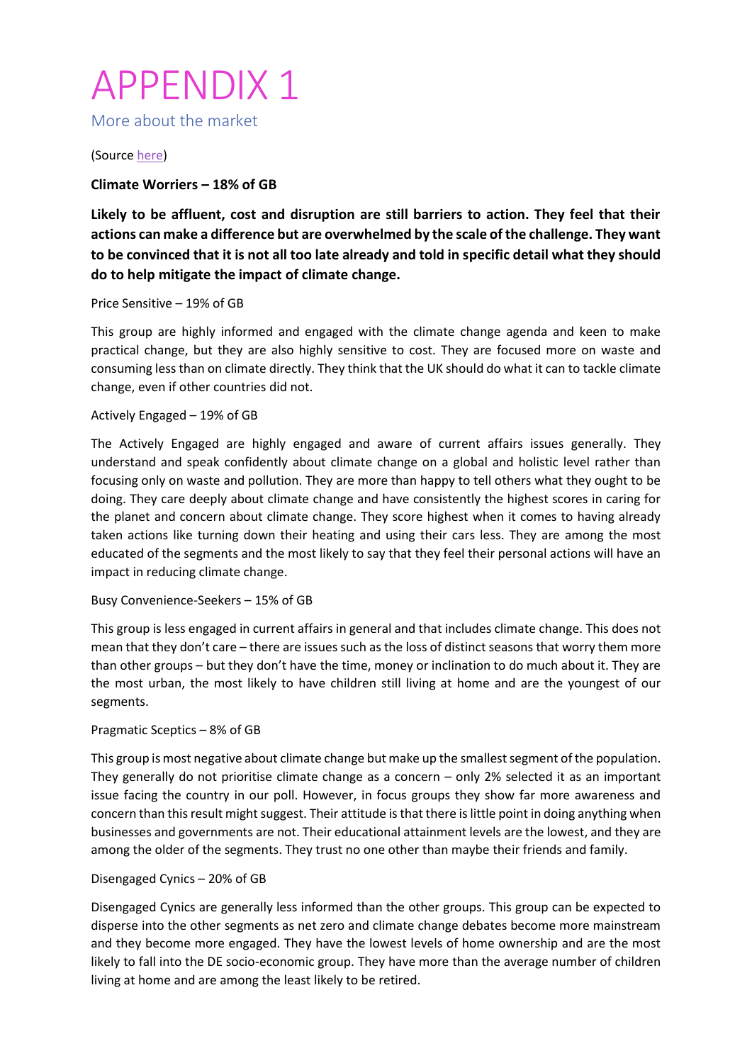# APPENDIX 1

## More about the market

(Source [here])

**Climate Worriers – 18% of GB**

**Likely to be affluent, cost and disruption are still barriers to action. They feel that their actions can make a difference but are overwhelmed by the scale of the challenge. They want to be convinced that it is not all too late already and told in specific detail what they should do to help mitigate the impact of climate change.**

Price Sensitive – 19% of GB

This group are highly informed and engaged with the climate change agenda and keen to make practical change, but they are also highly sensitive to cost. They are focused more on waste and consuming less than on climate directly. They think that the UK should do what it can to tackle climate change, even if other countries did not.

Actively Engaged – 19% of GB

The Actively Engaged are highly engaged and aware of current affairs issues generally. They understand and speak confidently about climate change on a global and holistic level rather than focusing only on waste and pollution. They are more than happy to tell others what they ought to be doing. They care deeply about climate change and have consistently the highest scores in caring for the planet and concern about climate change. They score highest when it comes to having already taken actions like turning down their heating and using their cars less. They are among the most educated of the segments and the most likely to say that they feel their personal actions will have an impact in reducing climate change.

Busy Convenience-Seekers – 15% of GB

This group is less engaged in current affairs in general and that includes climate change. This does not mean that they don't care – there are issues such as the loss of distinct seasons that worry them more than other groups – but they don't have the time, money or inclination to do much about it. They are the most urban, the most likely to have children still living at home and are the youngest of our segments.

Pragmatic Sceptics – 8% of GB

This group is most negative about climate change but make up the smallest segment of the population. They generally do not prioritise climate change as a concern – only 2% selected it as an important issue facing the country in our poll. However, in focus groups they show far more awareness and concern than this result might suggest. Their attitude is that there is little point in doing anything when businesses and governments are not. Their educational attainment levels are the lowest, and they are among the older of the segments. They trust no one other than maybe their friends and family.

Disengaged Cynics – 20% of GB

Disengaged Cynics are generally less informed than the other groups. This group can be expected to disperse into the other segments as net zero and climate change debates become more mainstream and they become more engaged. They have the lowest levels of home ownership and are the most likely to fall into the DE socio-economic group. They have more than the average number of children living at home and are among the least likely to be retired.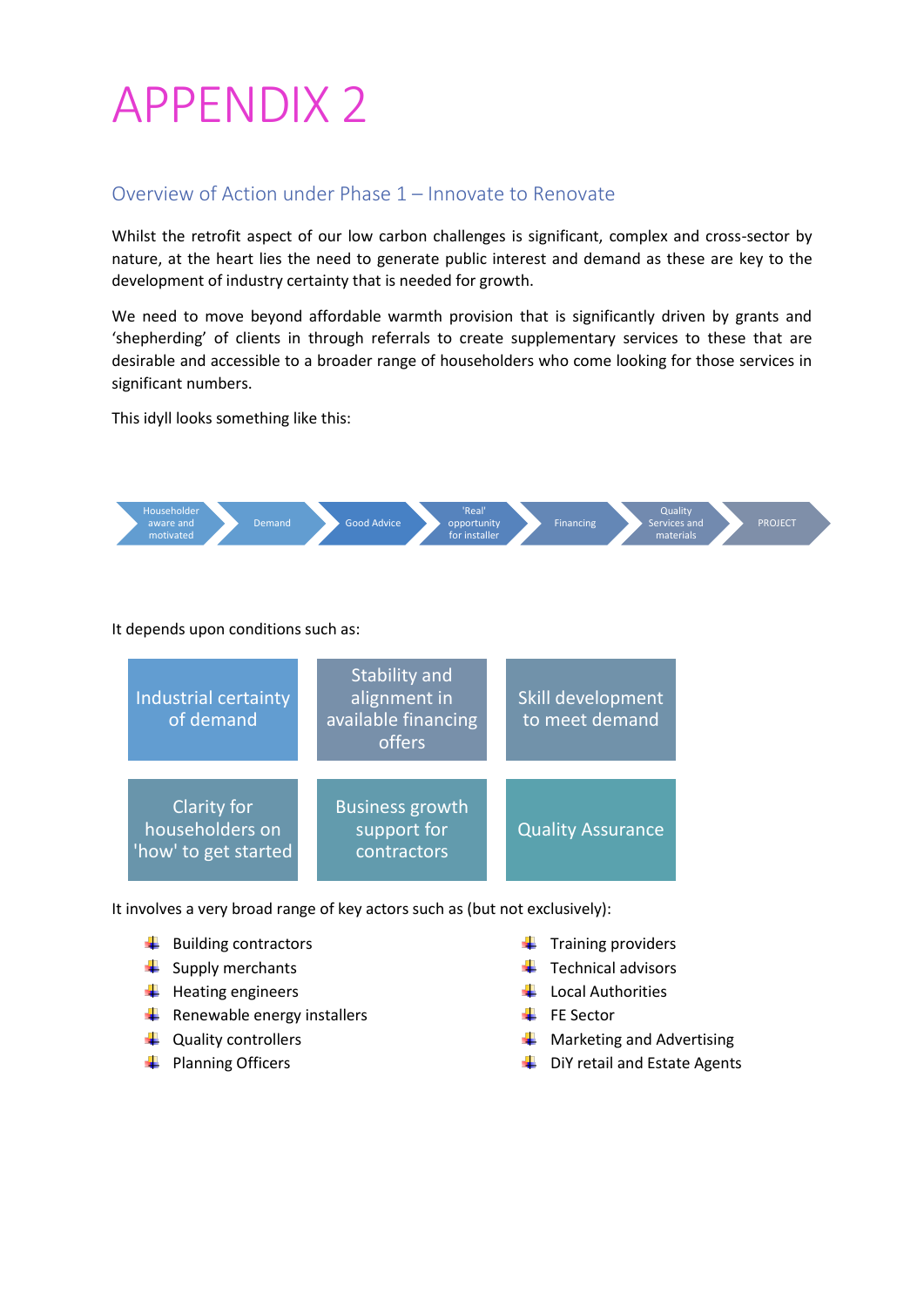# APPENDIX 2

## Overview of Action under Phase 1 – Innovate to Renovate

Whilst the retrofit aspect of our low carbon challenges is significant, complex and cross-sector by nature, at the heart lies the need to generate public interest and demand as these are key to the development of industry certainty that is needed for growth.

We need to move beyond affordable warmth provision that is significantly driven by grants and 'shepherding' of clients in through referrals to create supplementary services to these that are desirable and accessible to a broader range of householders who come looking for those services in significant numbers.

This idyll looks something like this:

Householder aware and motivated → Demand → Good Advice → 'Real' opportunity for installer → Financing → Quality Services and materials → PROJECT

It depends upon conditions such as:

| | | |
|---|---|---|
| Industrial certainty of demand | Stability and alignment in available financing offers | Skill development to meet demand |
| Clarity for householders on 'how' to get started | Business growth support for contractors | Quality Assurance |

It involves a very broad range of key actors such as (but not exclusively):

- Building contractors
- Supply merchants
- Heating engineers
- Renewable energy installers
- Quality controllers
- Planning Officers
- Training providers
- Technical advisors
- Local Authorities
- FE Sector
- Marketing and Advertising
- DiY retail and Estate Agents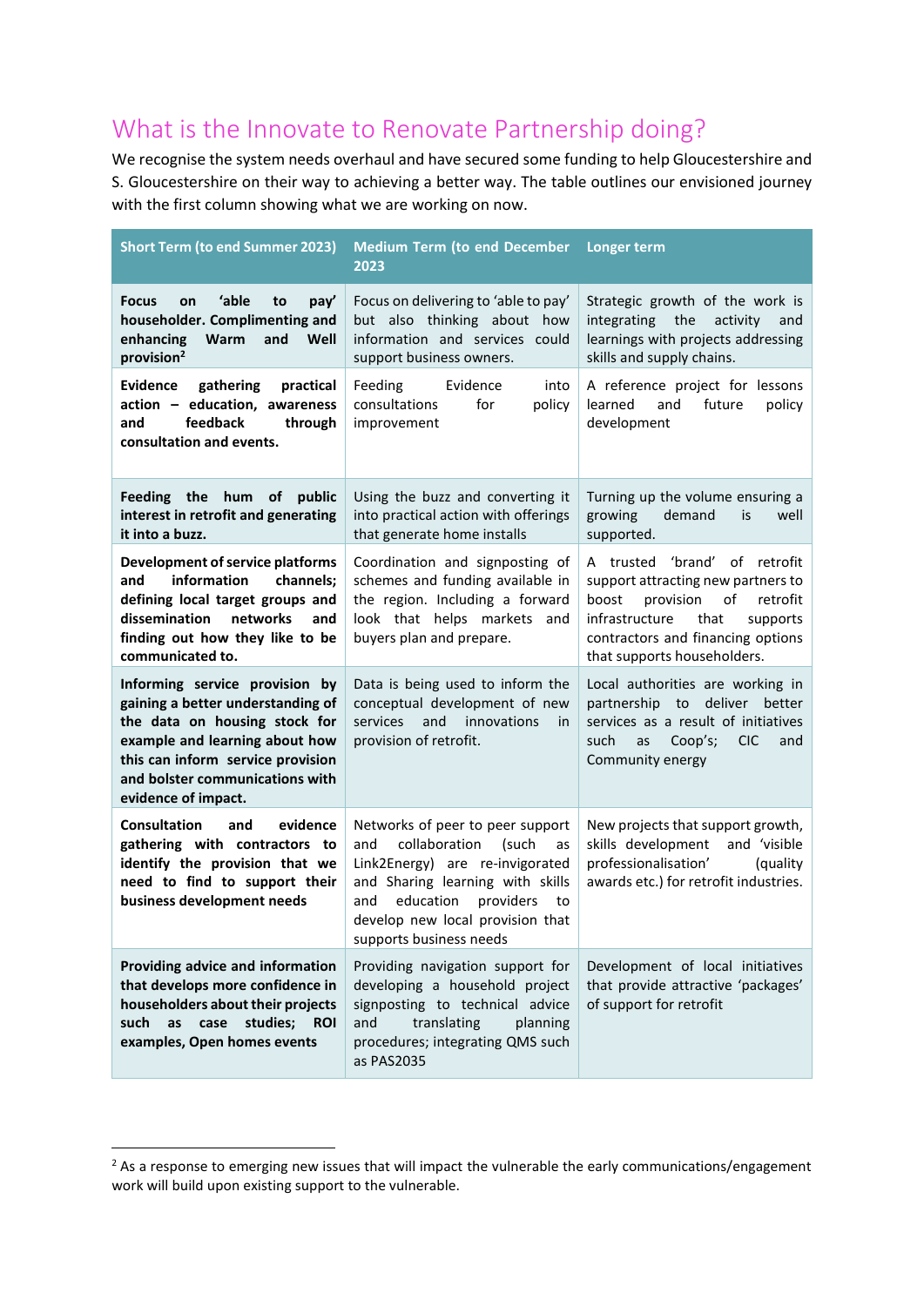## What is the Innovate to Renovate Partnership doing?

We recognise the system needs overhaul and have secured some funding to help Gloucestershire and S. Gloucestershire on their way to achieving a better way. The table outlines our envisioned journey with the first column showing what we are working on now.

| Short Term (to end Summer 2023) | Medium Term (to end December 2023 | Longer term |
|---|---|---|
| **Focus on 'able to pay' householder. Complimenting and enhancing Warm and Well provision**[2] | Focus on delivering to 'able to pay' but also thinking about how information and services could support business owners. | Strategic growth of the work is integrating the activity and learnings with projects addressing skills and supply chains. |
| **Evidence gathering practical action – education, awareness and feedback through consultation and events.** | Feeding Evidence into consultations for policy improvement | A reference project for lessons learned and future policy development |
| **Feeding the hum of public interest in retrofit and generating it into a buzz.** | Using the buzz and converting it into practical action with offerings that generate home installs | Turning up the volume ensuring a growing demand is well supported. |
| **Development of service platforms and information channels; defining local target groups and dissemination networks and finding out how they like to be communicated to.** | Coordination and signposting of schemes and funding available in the region. Including a forward look that helps markets and buyers plan and prepare. | A trusted 'brand' of retrofit support attracting new partners to boost provision of retrofit infrastructure that supports contractors and financing options that supports householders. |
| **Informing service provision by gaining a better understanding of the data on housing stock for example and learning about how this can inform service provision and bolster communications with evidence of impact.** | Data is being used to inform the conceptual development of new services and innovations in provision of retrofit. | Local authorities are working in partnership to deliver better services as a result of initiatives such as Coop's; CIC and Community energy |
| **Consultation and evidence gathering with contractors to identify the provision that we need to find to support their business development needs** | Networks of peer to peer support and collaboration (such as Link2Energy) are re-invigorated and Sharing learning with skills and education providers to develop new local provision that supports business needs | New projects that support growth, skills development and 'visible professionalisation' (quality awards etc.) for retrofit industries. |
| **Providing advice and information that develops more confidence in householders about their projects such as case studies; ROI examples, Open homes events** | Providing navigation support for developing a household project signposting to technical advice and translating planning procedures; integrating QMS such as PAS2035 | Development of local initiatives that provide attractive 'packages' of support for retrofit |

[2] As a response to emerging new issues that will impact the vulnerable the early communications/engagement work will build upon existing support to the vulnerable.